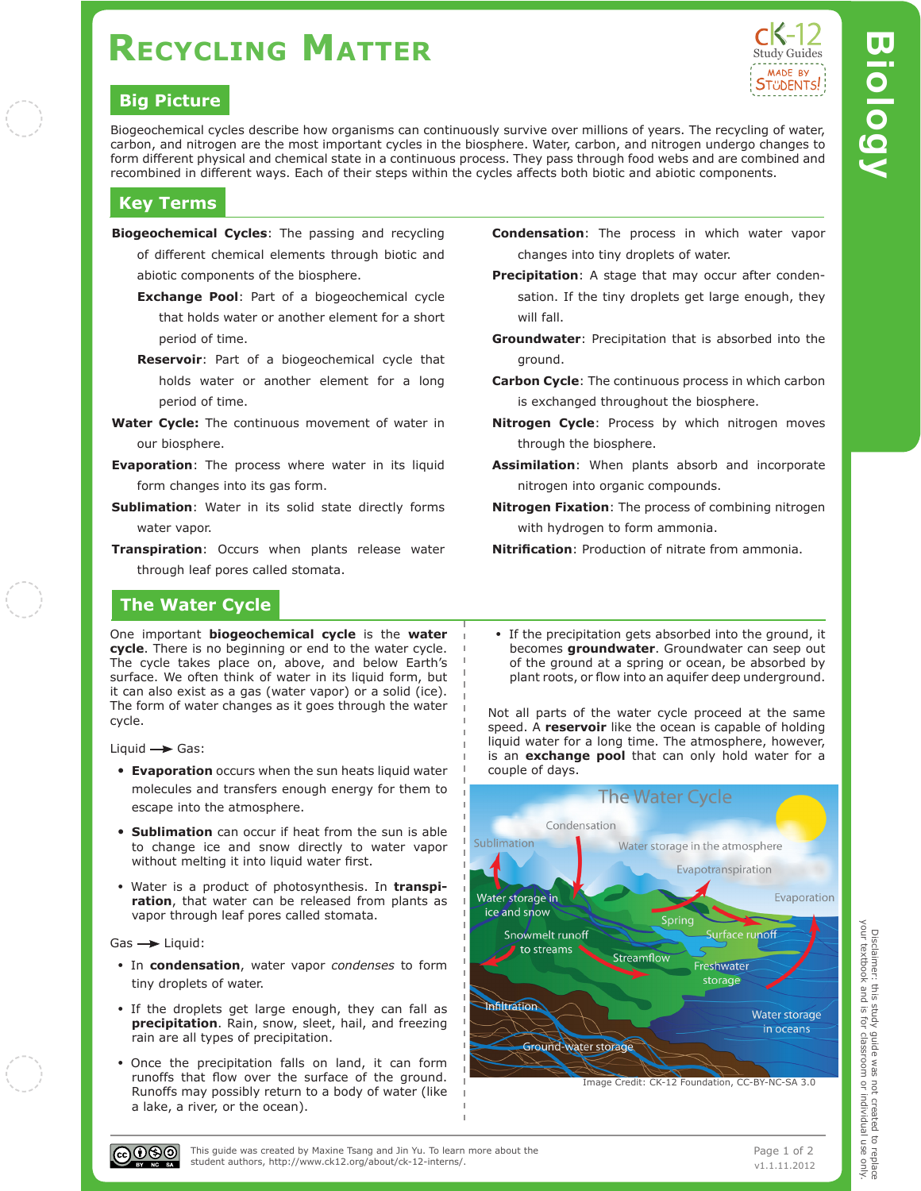# Recycling Matter

## Big Picture

Biogeochemical cycles describe how organisms can continuously survive over millions of years. The recycling of water, carbon, and nitrogen are the most important cycles in the biosphere. Water, carbon, and nitrogen undergo changes to form different physical and chemical state in a continuous process. They pass through food webs and are combined and recombined in different ways. Each of their steps within the cycles affects both biotic and abiotic components.

## Key Terms

**Biogeochemical Cycles**: The passing and recycling of different chemical elements through biotic and abiotic components of the biosphere.

- **Exchange Pool**: Part of a biogeochemical cycle that holds water or another element for a short period of time.
- **Reservoir**: Part of a biogeochemical cycle that holds water or another element for a long period of time.

**Water Cycle:** The continuous movement of water in our biosphere.

**Evaporation**: The process where water in its liquid form changes into its gas form.

**Sublimation**: Water in its solid state directly forms water vapor.

**Transpiration**: Occurs when plants release water through leaf pores called stomata.

**Condensation**: The process in which water vapor changes into tiny droplets of water.

**Precipitation**: A stage that may occur after condensation. If the tiny droplets get large enough, they will fall.

**Groundwater**: Precipitation that is absorbed into the ground.

**Carbon Cycle**: The continuous process in which carbon is exchanged throughout the biosphere.

**Nitrogen Cycle**: Process by which nitrogen moves through the biosphere.

**Assimilation**: When plants absorb and incorporate nitrogen into organic compounds.

**Nitrogen Fixation**: The process of combining nitrogen with hydrogen to form ammonia.

**Nitrification**: Production of nitrate from ammonia.

## The Water Cycle

One important **biogeochemical cycle** is the **water cycle**. There is no beginning or end to the water cycle. The cycle takes place on, above, and below Earth's surface. We often think of water in its liquid form, but it can also exist as a gas (water vapor) or a solid (ice). The form of water changes as it goes through the water cycle.

Liquid → Gas:

- **Evaporation** occurs when the sun heats liquid water molecules and transfers enough energy for them to escape into the atmosphere.
- **Sublimation** can occur if heat from the sun is able to change ice and snow directly to water vapor without melting it into liquid water first.
- Water is a product of photosynthesis. In **transpiration**, that water can be released from plants as vapor through leaf pores called stomata.

Gas → Liquid:

- In **condensation**, water vapor *condenses* to form tiny droplets of water.
- If the droplets get large enough, they can fall as **precipitation**. Rain, snow, sleet, hail, and freezing rain are all types of precipitation.
- Once the precipitation falls on land, it can form runoffs that flow over the surface of the ground. Runoffs may possibly return to a body of water (like a lake, a river, or the ocean).
- If the precipitation gets absorbed into the ground, it becomes **groundwater**. Groundwater can seep out of the ground at a spring or ocean, be absorbed by plant roots, or flow into an aquifer deep underground.

Not all parts of the water cycle proceed at the same speed. A **reservoir** like the ocean is capable of holding liquid water for a long time. The atmosphere, however, is an **exchange pool** that can only hold water for a couple of days.

The Water Cycle (diagram labels): Condensation, Sublimation, Water storage in the atmosphere, Evapotranspiration, Evaporation, Water storage in ice and snow, Spring, Surface runoff, Snowmelt runoff to streams, Streamflow, Freshwater storage, Infiltration, Water storage in oceans, Ground-water storage

Image Credit: CK-12 Foundation, CC-BY-NC-SA 3.0

This guide was created by Maxine Tsang and Jin Yu. To learn more about the student authors, http://www.ck12.org/about/ck-12-interns/.

Disclaimer: this study guide was not created to replace your textbook and is for classroom or individual use only.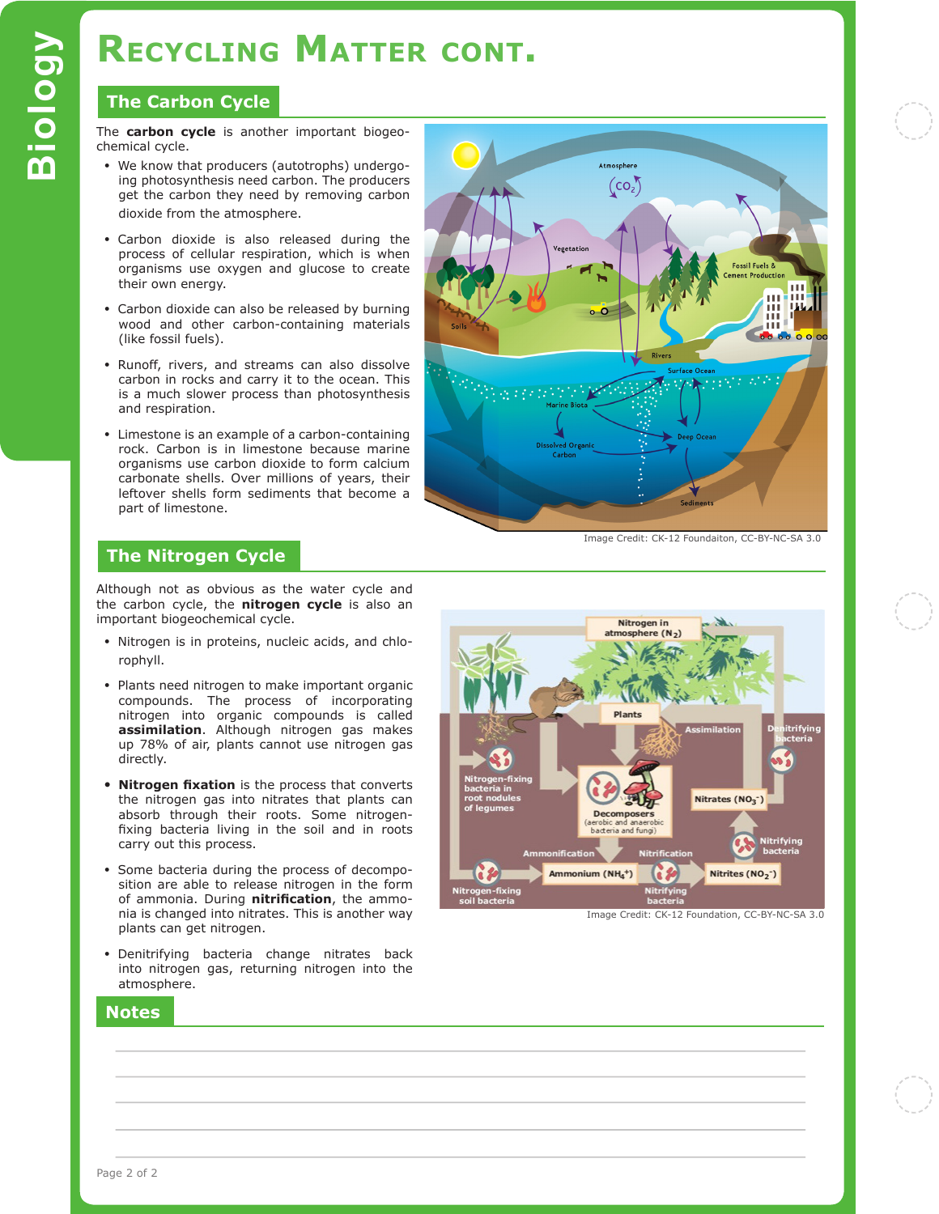# Recycling Matter cont.

## The Carbon Cycle

The **carbon cycle** is another important biogeochemical cycle.

- We know that producers (autotrophs) undergoing photosynthesis need carbon. The producers get the carbon they need by removing carbon dioxide from the atmosphere.
- Carbon dioxide is also released during the process of cellular respiration, which is when organisms use oxygen and glucose to create their own energy.
- Carbon dioxide can also be released by burning wood and other carbon-containing materials (like fossil fuels).
- Runoff, rivers, and streams can also dissolve carbon in rocks and carry it to the ocean. This is a much slower process than photosynthesis and respiration.
- Limestone is an example of a carbon-containing rock. Carbon is in limestone because marine organisms use carbon dioxide to form calcium carbonate shells. Over millions of years, their leftover shells form sediments that become a part of limestone.

Atmosphere
$CO_2$
Vegetation
Fossil Fuels & Cement Production
Soils
Rivers
Surface Ocean
Marine Biota
Dissolved Organic Carbon
Deep Ocean
Sediments

Image Credit: CK-12 Foundaiton, CC-BY-NC-SA 3.0

## The Nitrogen Cycle

Although not as obvious as the water cycle and the carbon cycle, the **nitrogen cycle** is also an important biogeochemical cycle.

- Nitrogen is in proteins, nucleic acids, and chlorophyll.
- Plants need nitrogen to make important organic compounds. The process of incorporating nitrogen into organic compounds is called **assimilation**. Although nitrogen gas makes up 78% of air, plants cannot use nitrogen gas directly.
- **Nitrogen fixation** is the process that converts the nitrogen gas into nitrates that plants can absorb through their roots. Some nitrogen-fixing bacteria living in the soil and in roots carry out this process.
- Some bacteria during the process of decomposition are able to release nitrogen in the form of ammonia. During **nitrification**, the ammonia is changed into nitrates. This is another way plants can get nitrogen.
- Denitrifying bacteria change nitrates back into nitrogen gas, returning nitrogen into the atmosphere.

Nitrogen in atmosphere ($N_2$)
Plants
Assimilation
Denitrifying bacteria
Nitrogen-fixing bacteria in root nodules of legumes
Decomposers (aerobic and anaerobic bacteria and fungi)
Nitrates ($NO_3^-$)
Nitrifying bacteria
Ammonification
Nitrification
Nitrogen-fixing soil bacteria
Ammonium ($NH_4^+$)
Nitrifying bacteria
Nitrites ($NO_2^-$)

Image Credit: CK-12 Foundation, CC-BY-NC-SA 3.0

## Notes